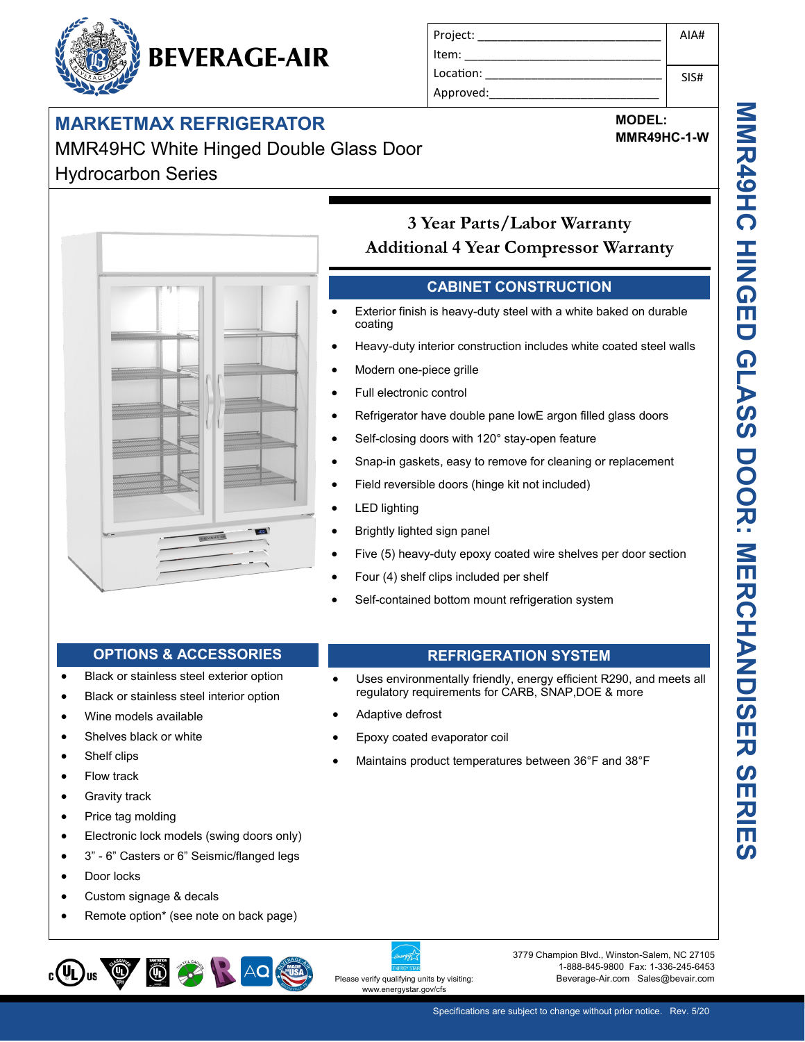# BEVERAGE-AIR

| Project: | AIA# |
|---|---|
| Item: | |
| Location: | SIS# |
| Approved: | |

## MARKETMAX REFRIGERATOR

MMR49HC White Hinged Double Glass Door Hydrocarbon Series

**MODEL: MMR49HC-1-W**

MMR49HC HINGED GLASS DOOR: MERCHANDISER SERIES

### 3 Year Parts/Labor Warranty
### Additional 4 Year Compressor Warranty

## CABINET CONSTRUCTION

- Exterior finish is heavy-duty steel with a white baked on durable coating
- Heavy-duty interior construction includes white coated steel walls
- Modern one-piece grille
- Full electronic control
- Refrigerator have double pane lowE argon filled glass doors
- Self-closing doors with 120° stay-open feature
- Snap-in gaskets, easy to remove for cleaning or replacement
- Field reversible doors (hinge kit not included)
- LED lighting
- Brightly lighted sign panel
- Five (5) heavy-duty epoxy coated wire shelves per door section
- Four (4) shelf clips included per shelf
- Self-contained bottom mount refrigeration system

## OPTIONS & ACCESSORIES

- Black or stainless steel exterior option
- Black or stainless steel interior option
- Wine models available
- Shelves black or white
- Shelf clips
- Flow track
- Gravity track
- Price tag molding
- Electronic lock models (swing doors only)
- 3" - 6" Casters or 6" Seismic/flanged legs
- Door locks
- Custom signage & decals
- Remote option* (see note on back page)

## REFRIGERATION SYSTEM

- Uses environmentally friendly, energy efficient R290, and meets all regulatory requirements for CARB, SNAP,DOE & more
- Adaptive defrost
- Epoxy coated evaporator coil
- Maintains product temperatures between 36°F and 38°F

Please verify qualifying units by visiting: www.energystar.gov/cfs

3779 Champion Blvd., Winston-Salem, NC 27105
1-888-845-9800 Fax: 1-336-245-6453
Beverage-Air.com Sales@bevair.com

Specifications are subject to change without prior notice. Rev. 5/20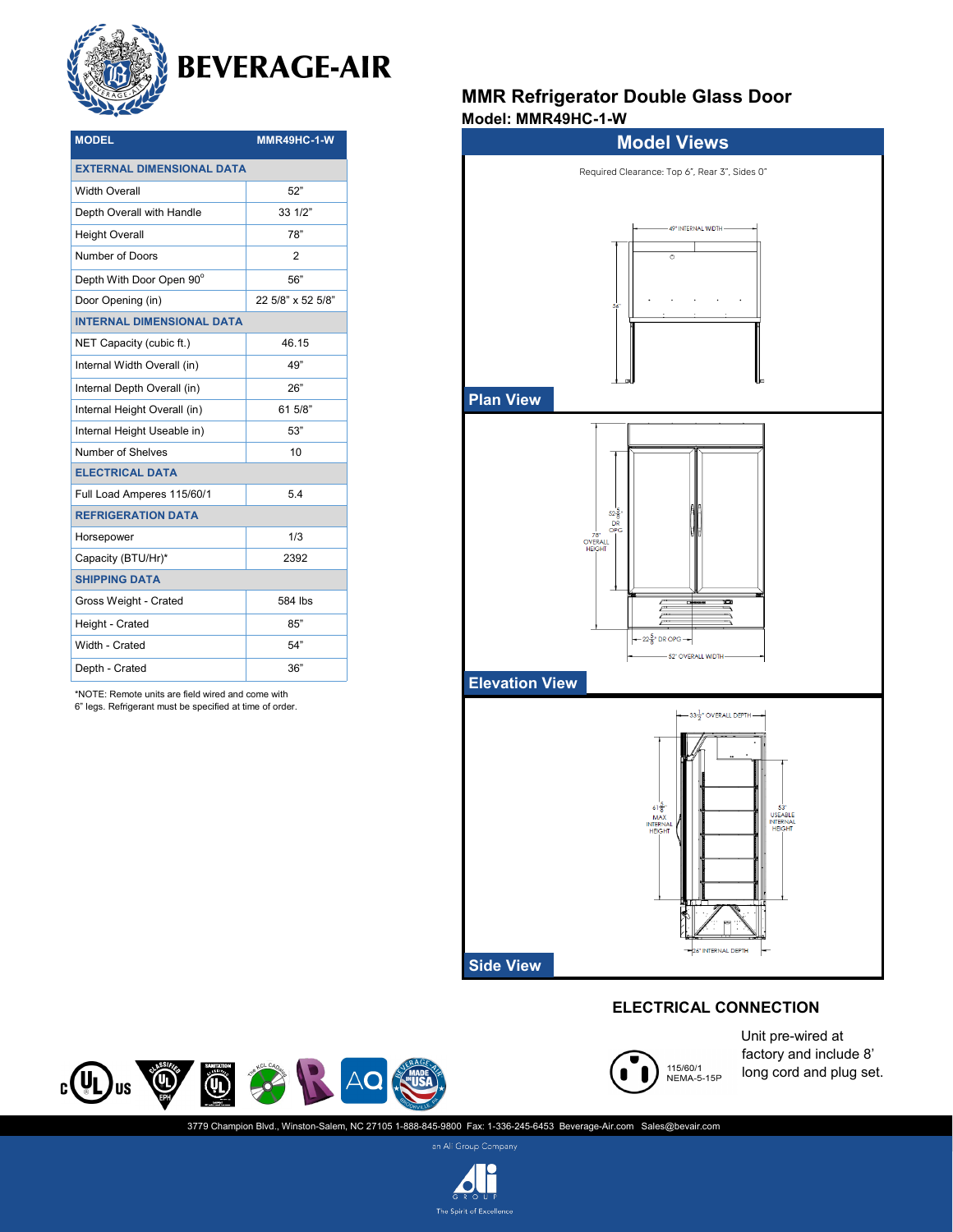# BEVERAGE-AIR

## MMR Refrigerator Double Glass Door

**Model: MMR49HC-1-W**

| MODEL | MMR49HC-1-W |
|---|---|
| **EXTERNAL DIMENSIONAL DATA** | |
| Width Overall | 52" |
| Depth Overall with Handle | 33 1/2" |
| Height Overall | 78" |
| Number of Doors | 2 |
| Depth With Door Open 90° | 56" |
| Door Opening (in) | 22 5/8" x 52 5/8" |
| **INTERNAL DIMENSIONAL DATA** | |
| NET Capacity (cubic ft.) | 46.15 |
| Internal Width Overall (in) | 49" |
| Internal Depth Overall (in) | 26" |
| Internal Height Overall (in) | 61 5/8" |
| Internal Height Useable in) | 53" |
| Number of Shelves | 10 |
| **ELECTRICAL DATA** | |
| Full Load Amperes 115/60/1 | 5.4 |
| **REFRIGERATION DATA** | |
| Horsepower | 1/3 |
| Capacity (BTU/Hr)* | 2392 |
| **SHIPPING DATA** | |
| Gross Weight - Crated | 584 lbs |
| Height - Crated | 85" |
| Width - Crated | 54" |
| Depth - Crated | 36" |

*NOTE: Remote units are field wired and come with 6" legs. Refrigerant must be specified at time of order.

## Model Views

Required Clearance: Top 6", Rear 3", Sides 0"

49" INTERNAL WIDTH

34"

### Plan View

52 5/8" DR OPG

78" OVERALL HEIGHT

22 5/8" DR OPG

52" OVERALL WIDTH

### Elevation View

33 1/2" OVERALL DEPTH

61 5/8" MAX INTERNAL HEIGHT

53" USEABLE INTERNAL HEIGHT

26" INTERNAL DEPTH

### Side View

## ELECTRICAL CONNECTION

115/60/1
NEMA-5-15P

Unit pre-wired at factory and include 8' long cord and plug set.

3779 Champion Blvd., Winston-Salem, NC 27105 1-888-845-9800 Fax: 1-336-245-6453 Beverage-Air.com Sales@bevair.com

an Ali Group Company

The Spirit of Excellence